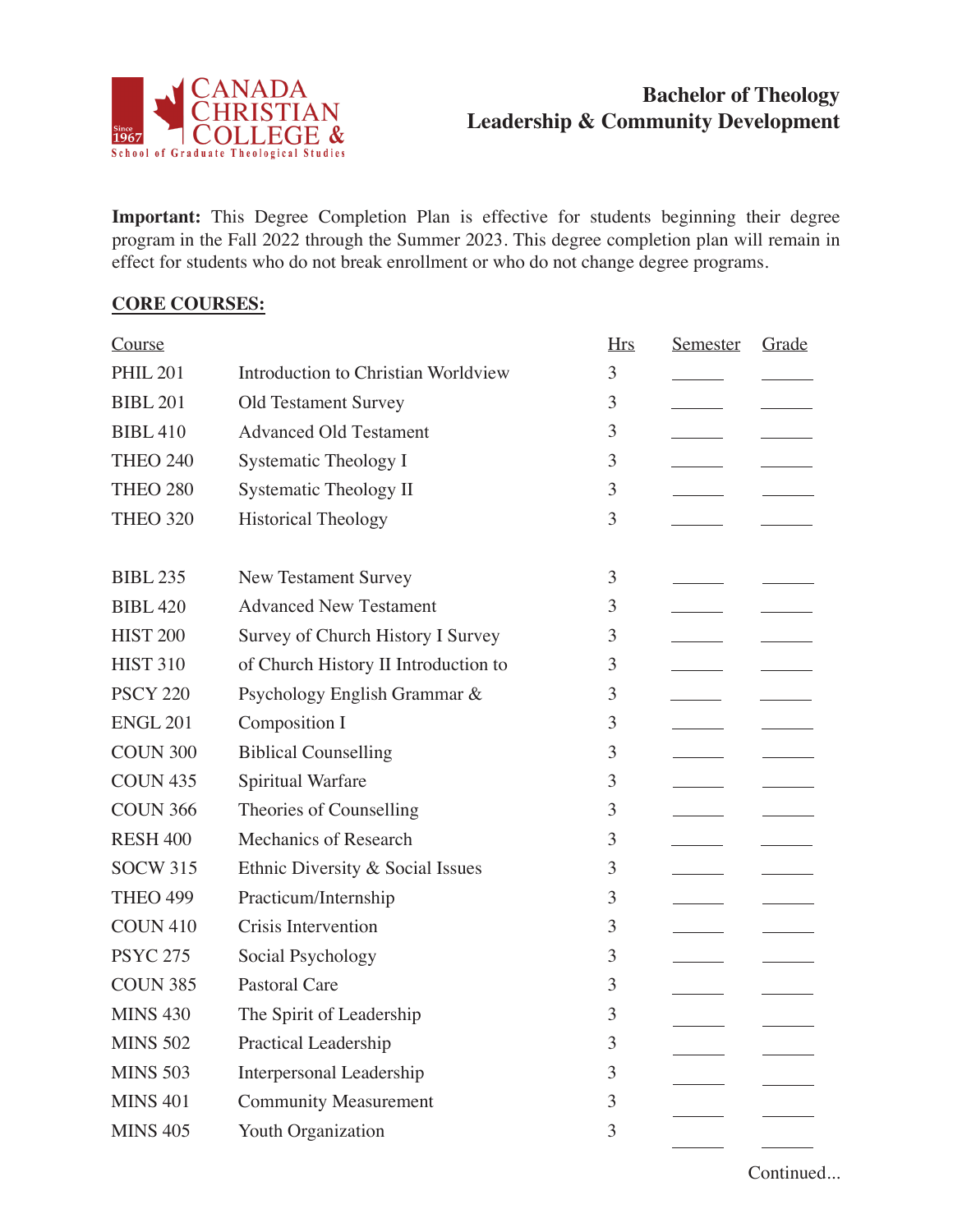Canada Christian College & School of Graduate Theological Studies

Since 1967

# Bachelor of Theology
## Leadership & Community Development

**Important:** This Degree Completion Plan is effective for students beginning their degree program in the Fall 2022 through the Summer 2023. This degree completion plan will remain in effect for students who do not break enrollment or who do not change degree programs.

## CORE COURSES:

| Course | | Hrs | Semester | Grade |
|---|---|---|---|---|
| PHIL 201 | Introduction to Christian Worldview | 3 | _____ | _____ |
| BIBL 201 | Old Testament Survey | 3 | _____ | _____ |
| BIBL 410 | Advanced Old Testament | 3 | _____ | _____ |
| THEO 240 | Systematic Theology I | 3 | _____ | _____ |
| THEO 280 | Systematic Theology II | 3 | _____ | _____ |
| THEO 320 | Historical Theology | 3 | _____ | _____ |
| | | | | |
| BIBL 235 | New Testament Survey | 3 | _____ | _____ |
| BIBL 420 | Advanced New Testament | 3 | _____ | _____ |
| HIST 200 | Survey of Church History I Survey | 3 | _____ | _____ |
| HIST 310 | of Church History II Introduction to | 3 | _____ | _____ |
| PSCY 220 | Psychology English Grammar & | 3 | _____ | _____ |
| ENGL 201 | Composition I | 3 | _____ | _____ |
| COUN 300 | Biblical Counselling | 3 | _____ | _____ |
| COUN 435 | Spiritual Warfare | 3 | _____ | _____ |
| COUN 366 | Theories of Counselling | 3 | _____ | _____ |
| RESH 400 | Mechanics of Research | 3 | _____ | _____ |
| SOCW 315 | Ethnic Diversity & Social Issues | 3 | _____ | _____ |
| THEO 499 | Practicum/Internship | 3 | _____ | _____ |
| COUN 410 | Crisis Intervention | 3 | _____ | _____ |
| PSYC 275 | Social Psychology | 3 | _____ | _____ |
| COUN 385 | Pastoral Care | 3 | _____ | _____ |
| MINS 430 | The Spirit of Leadership | 3 | _____ | _____ |
| MINS 502 | Practical Leadership | 3 | _____ | _____ |
| MINS 503 | Interpersonal Leadership | 3 | _____ | _____ |
| MINS 401 | Community Measurement | 3 | _____ | _____ |
| MINS 405 | Youth Organization | 3 | _____ | _____ |

Continued...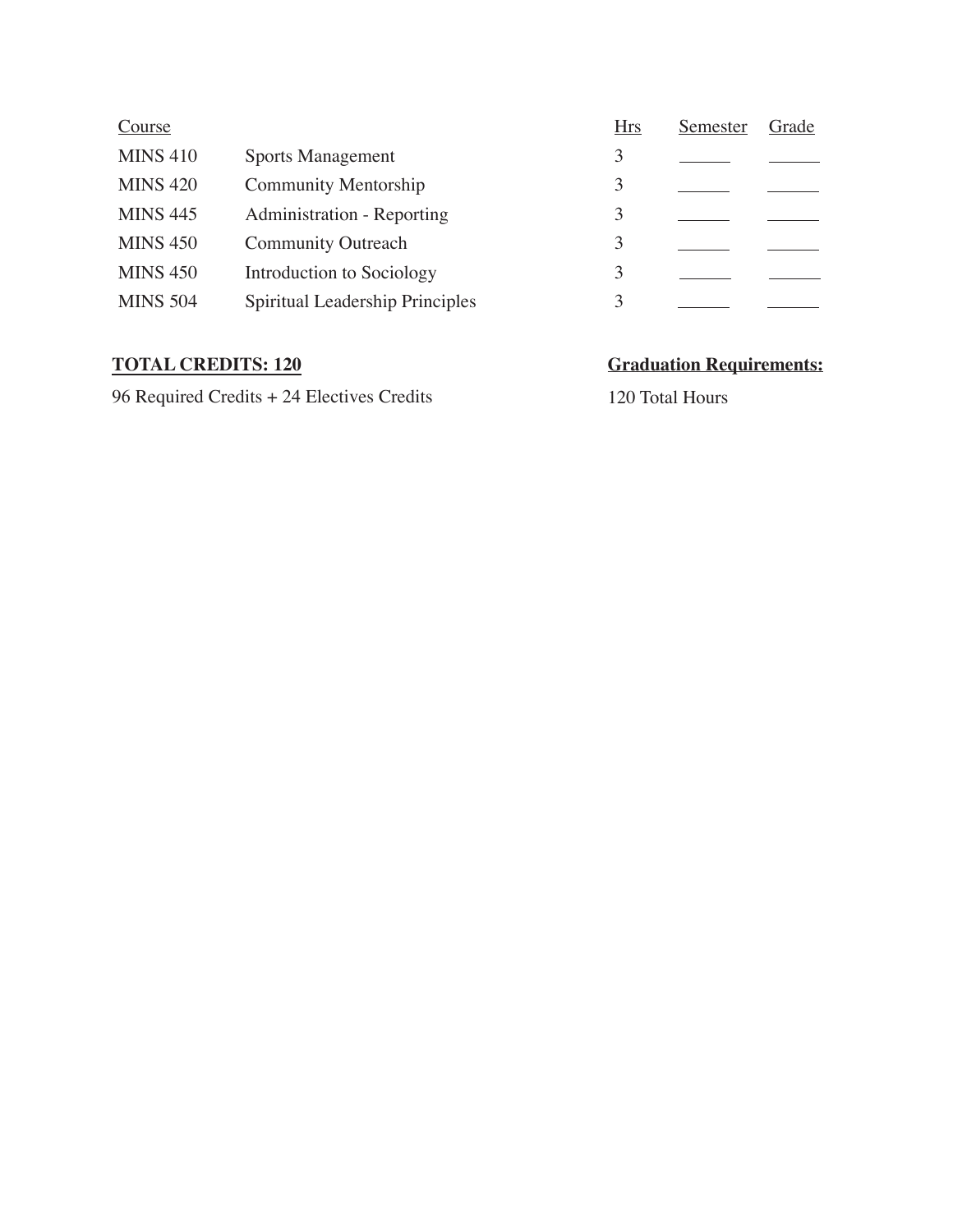| Course | | Hrs | Semester | Grade |
|---|---|---|---|---|
| MINS 410 | Sports Management | 3 | ______ | ______ |
| MINS 420 | Community Mentorship | 3 | ______ | ______ |
| MINS 445 | Administration - Reporting | 3 | ______ | ______ |
| MINS 450 | Community Outreach | 3 | ______ | ______ |
| MINS 450 | Introduction to Sociology | 3 | ______ | ______ |
| MINS 504 | Spiritual Leadership Principles | 3 | ______ | ______ |

**TOTAL CREDITS: 120**

96 Required Credits + 24 Electives Credits

**Graduation Requirements:**

120 Total Hours